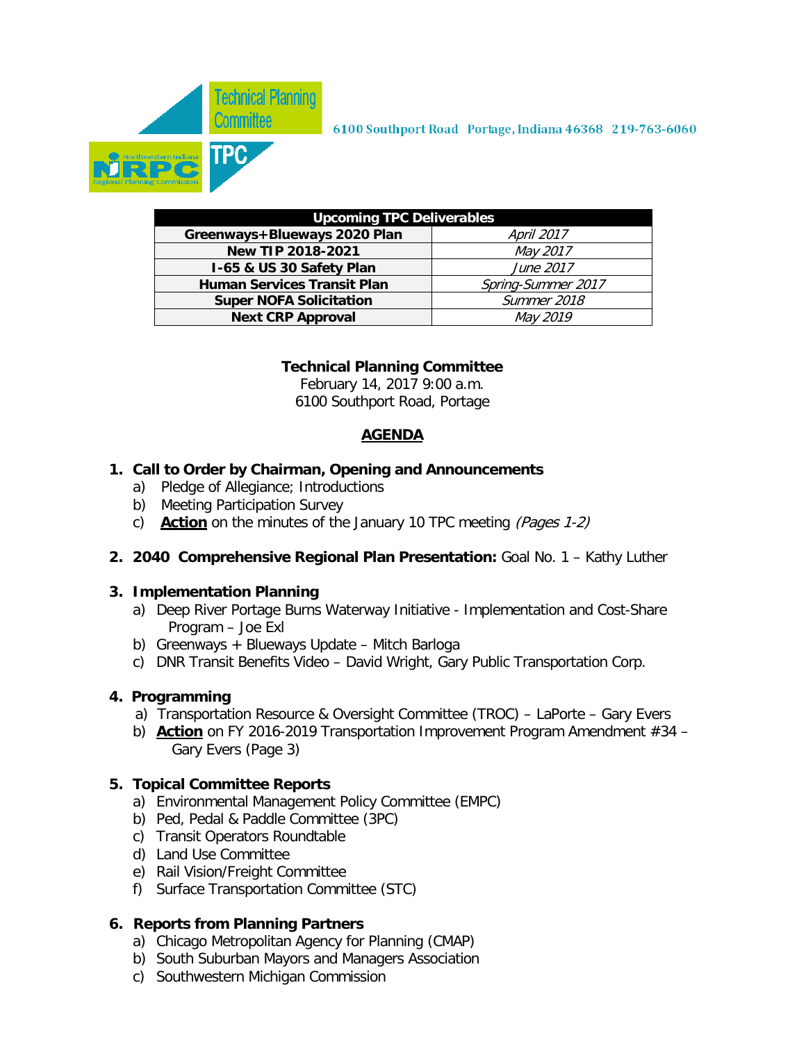Technical Planning Committee

TPC

Northwestern Indiana NIRPC Regional Planning Commission

6100 Southport Road Portage, Indiana 46368 219-763-6060

| Upcoming TPC Deliverables | |
|---|---|
| **Greenways+Blueways 2020 Plan** | *April 2017* |
| **New TIP 2018-2021** | *May 2017* |
| **I-65 & US 30 Safety Plan** | *June 2017* |
| **Human Services Transit Plan** | *Spring-Summer 2017* |
| **Super NOFA Solicitation** | *Summer 2018* |
| **Next CRP Approval** | *May 2019* |

**Technical Planning Committee**
February 14, 2017 9:00 a.m.
6100 Southport Road, Portage

**AGENDA**

1. **Call to Order by Chairman, Opening and Announcements**
   a) Pledge of Allegiance; Introductions
   b) Meeting Participation Survey
   c) **Action** on the minutes of the January 10 TPC meeting *(Pages 1-2)*

2. **2040 Comprehensive Regional Plan Presentation:** Goal No. 1 – Kathy Luther

3. **Implementation Planning**
   a) Deep River Portage Burns Waterway Initiative - Implementation and Cost-Share Program – Joe Exl
   b) Greenways + Blueways Update – Mitch Barloga
   c) DNR Transit Benefits Video – David Wright, Gary Public Transportation Corp.

4. **Programming**
   a) Transportation Resource & Oversight Committee (TROC) – LaPorte – Gary Evers
   b) **Action** on FY 2016-2019 Transportation Improvement Program Amendment #34 – Gary Evers (Page 3)

5. **Topical Committee Reports**
   a) Environmental Management Policy Committee (EMPC)
   b) Ped, Pedal & Paddle Committee (3PC)
   c) Transit Operators Roundtable
   d) Land Use Committee
   e) Rail Vision/Freight Committee
   f) Surface Transportation Committee (STC)

6. **Reports from Planning Partners**
   a) Chicago Metropolitan Agency for Planning (CMAP)
   b) South Suburban Mayors and Managers Association
   c) Southwestern Michigan Commission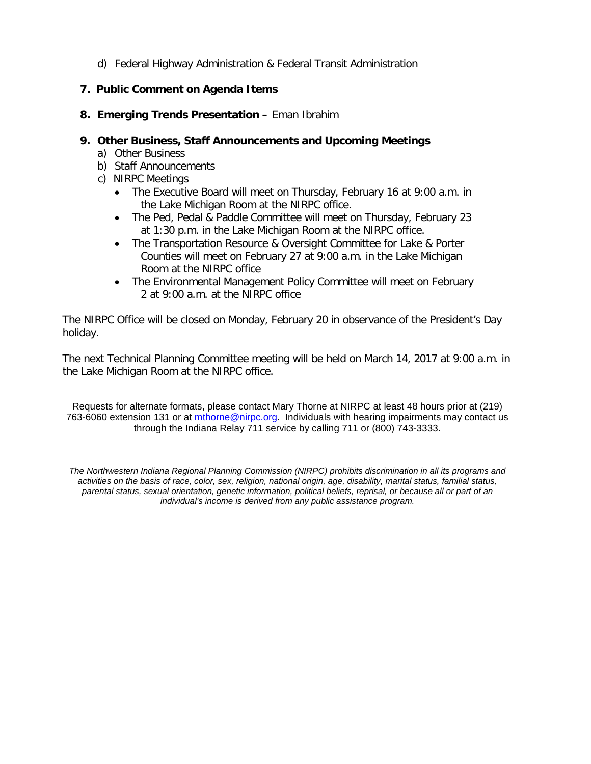d) Federal Highway Administration & Federal Transit Administration

**7. Public Comment on Agenda Items**

**8. Emerging Trends Presentation –** Eman Ibrahim

**9. Other Business, Staff Announcements and Upcoming Meetings**

a) Other Business
b) Staff Announcements
c) NIRPC Meetings

- The Executive Board will meet on Thursday, February 16 at 9:00 a.m. in the Lake Michigan Room at the NIRPC office.
- The Ped, Pedal & Paddle Committee will meet on Thursday, February 23 at 1:30 p.m. in the Lake Michigan Room at the NIRPC office.
- The Transportation Resource & Oversight Committee for Lake & Porter Counties will meet on February 27 at 9:00 a.m. in the Lake Michigan Room at the NIRPC office
- The Environmental Management Policy Committee will meet on February 2 at 9:00 a.m. at the NIRPC office

The NIRPC Office will be closed on Monday, February 20 in observance of the President's Day holiday.

The next Technical Planning Committee meeting will be held on March 14, 2017 at 9:00 a.m. in the Lake Michigan Room at the NIRPC office.

Requests for alternate formats, please contact Mary Thorne at NIRPC at least 48 hours prior at (219) 763-6060 extension 131 or at mthorne@nirpc.org. Individuals with hearing impairments may contact us through the Indiana Relay 711 service by calling 711 or (800) 743-3333.

*The Northwestern Indiana Regional Planning Commission (NIRPC) prohibits discrimination in all its programs and activities on the basis of race, color, sex, religion, national origin, age, disability, marital status, familial status, parental status, sexual orientation, genetic information, political beliefs, reprisal, or because all or part of an individual's income is derived from any public assistance program.*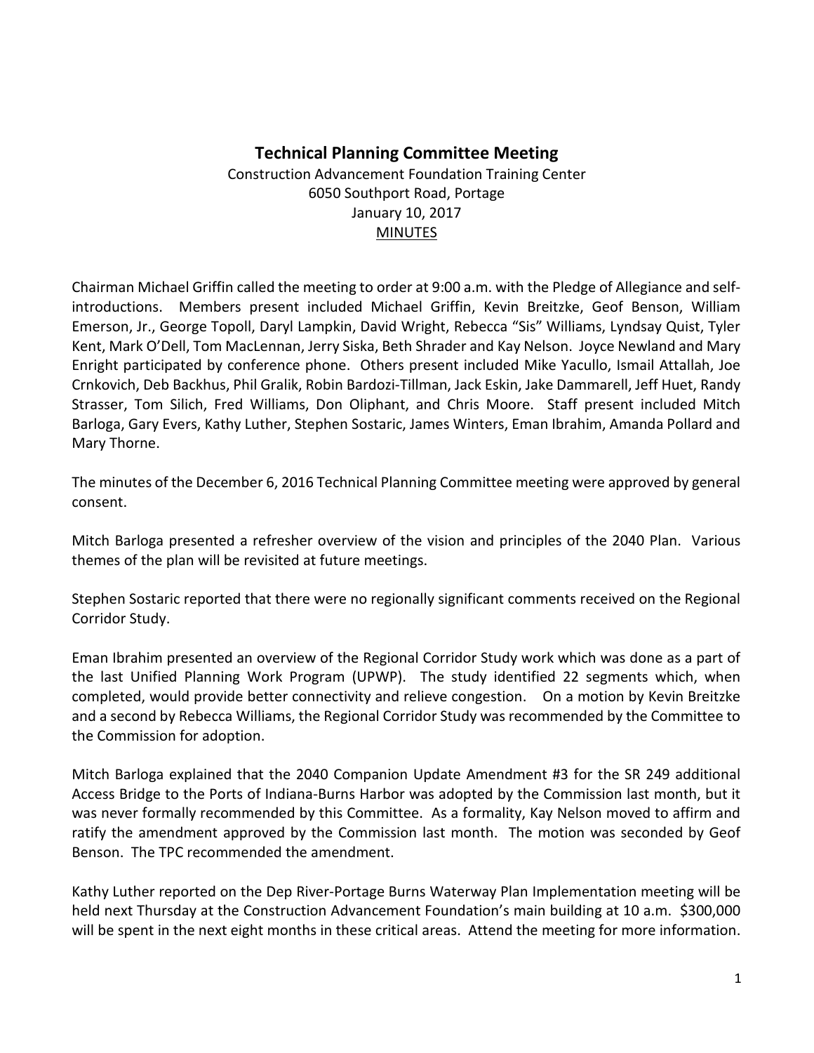**Technical Planning Committee Meeting**

Construction Advancement Foundation Training Center
6050 Southport Road, Portage
January 10, 2017
MINUTES

Chairman Michael Griffin called the meeting to order at 9:00 a.m. with the Pledge of Allegiance and self-introductions. Members present included Michael Griffin, Kevin Breitzke, Geof Benson, William Emerson, Jr., George Topoll, Daryl Lampkin, David Wright, Rebecca "Sis" Williams, Lyndsay Quist, Tyler Kent, Mark O'Dell, Tom MacLennan, Jerry Siska, Beth Shrader and Kay Nelson. Joyce Newland and Mary Enright participated by conference phone. Others present included Mike Yacullo, Ismail Attallah, Joe Crnkovich, Deb Backhus, Phil Gralik, Robin Bardozi-Tillman, Jack Eskin, Jake Dammarell, Jeff Huet, Randy Strasser, Tom Silich, Fred Williams, Don Oliphant, and Chris Moore. Staff present included Mitch Barloga, Gary Evers, Kathy Luther, Stephen Sostaric, James Winters, Eman Ibrahim, Amanda Pollard and Mary Thorne.

The minutes of the December 6, 2016 Technical Planning Committee meeting were approved by general consent.

Mitch Barloga presented a refresher overview of the vision and principles of the 2040 Plan. Various themes of the plan will be revisited at future meetings.

Stephen Sostaric reported that there were no regionally significant comments received on the Regional Corridor Study.

Eman Ibrahim presented an overview of the Regional Corridor Study work which was done as a part of the last Unified Planning Work Program (UPWP). The study identified 22 segments which, when completed, would provide better connectivity and relieve congestion. On a motion by Kevin Breitzke and a second by Rebecca Williams, the Regional Corridor Study was recommended by the Committee to the Commission for adoption.

Mitch Barloga explained that the 2040 Companion Update Amendment #3 for the SR 249 additional Access Bridge to the Ports of Indiana-Burns Harbor was adopted by the Commission last month, but it was never formally recommended by this Committee. As a formality, Kay Nelson moved to affirm and ratify the amendment approved by the Commission last month. The motion was seconded by Geof Benson. The TPC recommended the amendment.

Kathy Luther reported on the Dep River-Portage Burns Waterway Plan Implementation meeting will be held next Thursday at the Construction Advancement Foundation's main building at 10 a.m. $300,000 will be spent in the next eight months in these critical areas. Attend the meeting for more information.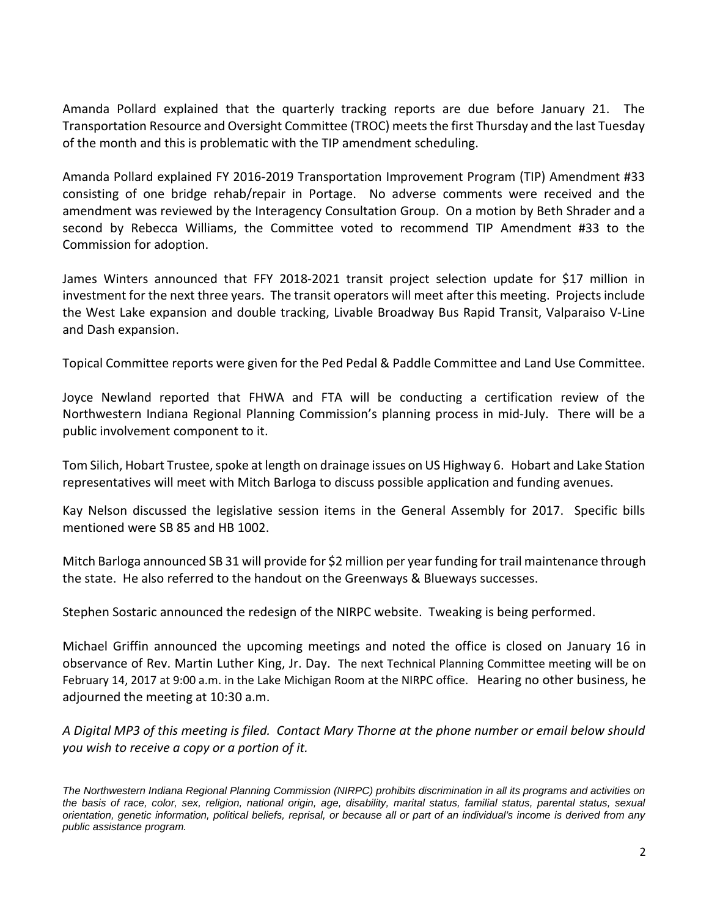Amanda Pollard explained that the quarterly tracking reports are due before January 21. The Transportation Resource and Oversight Committee (TROC) meets the first Thursday and the last Tuesday of the month and this is problematic with the TIP amendment scheduling.

Amanda Pollard explained FY 2016-2019 Transportation Improvement Program (TIP) Amendment #33 consisting of one bridge rehab/repair in Portage. No adverse comments were received and the amendment was reviewed by the Interagency Consultation Group. On a motion by Beth Shrader and a second by Rebecca Williams, the Committee voted to recommend TIP Amendment #33 to the Commission for adoption.

James Winters announced that FFY 2018-2021 transit project selection update for $17 million in investment for the next three years. The transit operators will meet after this meeting. Projects include the West Lake expansion and double tracking, Livable Broadway Bus Rapid Transit, Valparaiso V-Line and Dash expansion.

Topical Committee reports were given for the Ped Pedal & Paddle Committee and Land Use Committee.

Joyce Newland reported that FHWA and FTA will be conducting a certification review of the Northwestern Indiana Regional Planning Commission's planning process in mid-July. There will be a public involvement component to it.

Tom Silich, Hobart Trustee, spoke at length on drainage issues on US Highway 6. Hobart and Lake Station representatives will meet with Mitch Barloga to discuss possible application and funding avenues.

Kay Nelson discussed the legislative session items in the General Assembly for 2017. Specific bills mentioned were SB 85 and HB 1002.

Mitch Barloga announced SB 31 will provide for $2 million per year funding for trail maintenance through the state. He also referred to the handout on the Greenways & Blueways successes.

Stephen Sostaric announced the redesign of the NIRPC website. Tweaking is being performed.

Michael Griffin announced the upcoming meetings and noted the office is closed on January 16 in observance of Rev. Martin Luther King, Jr. Day. The next Technical Planning Committee meeting will be on February 14, 2017 at 9:00 a.m. in the Lake Michigan Room at the NIRPC office. Hearing no other business, he adjourned the meeting at 10:30 a.m.

*A Digital MP3 of this meeting is filed. Contact Mary Thorne at the phone number or email below should you wish to receive a copy or a portion of it.*

*The Northwestern Indiana Regional Planning Commission (NIRPC) prohibits discrimination in all its programs and activities on the basis of race, color, sex, religion, national origin, age, disability, marital status, familial status, parental status, sexual orientation, genetic information, political beliefs, reprisal, or because all or part of an individual's income is derived from any public assistance program.*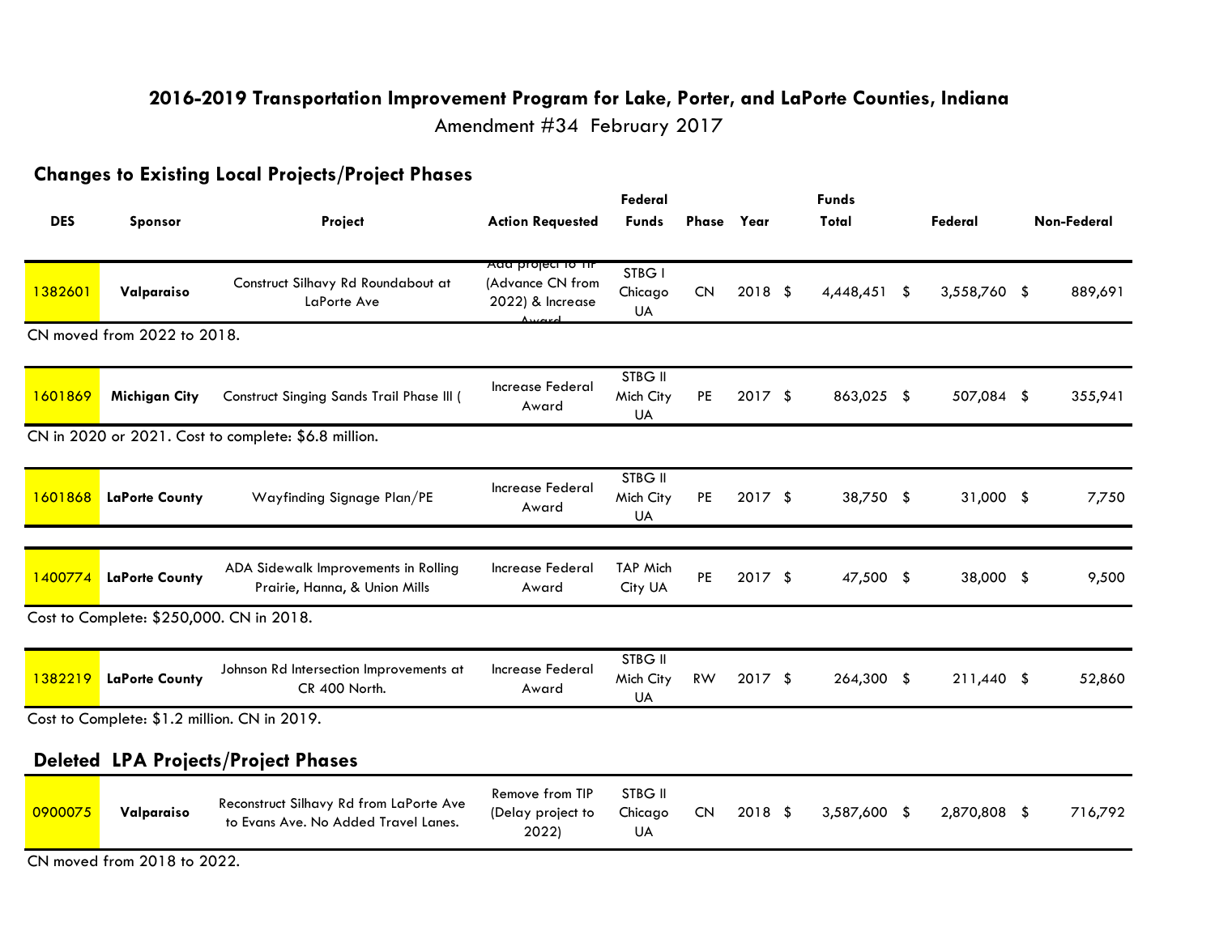# 2016-2019 Transportation Improvement Program for Lake, Porter, and LaPorte Counties, Indiana

Amendment #34 February 2017

## Changes to Existing Local Projects/Project Phases

| DES | Sponsor | Project | Action Requested | Federal Funds | Phase | Year | Funds Total | Federal | Non-Federal |
|---|---|---|---|---|---|---|---|---|---|
| 1382601 | **Valparaiso** | Construct Silhavy Rd Roundabout at LaPorte Ave | Add project to TIP (Advance CN from 2022) & Increase Award | STBG I Chicago UA | CN | 2018 | $ 4,448,451 | $ 3,558,760 | $ 889,691 |
| CN moved from 2022 to 2018. | | | | | | | | | |
| 1601869 | **Michigan City** | Construct Singing Sands Trail Phase III ( | Increase Federal Award | STBG II Mich City UA | PE | 2017 | $ 863,025 | $ 507,084 | $ 355,941 |
| CN in 2020 or 2021. Cost to complete: $6.8 million. | | | | | | | | | |
| 1601868 | **LaPorte County** | Wayfinding Signage Plan/PE | Increase Federal Award | STBG II Mich City UA | PE | 2017 | $ 38,750 | $ 31,000 | $ 7,750 |
| 1400774 | **LaPorte County** | ADA Sidewalk Improvements in Rolling Prairie, Hanna, & Union Mills | Increase Federal Award | TAP Mich City UA | PE | 2017 | $ 47,500 | $ 38,000 | $ 9,500 |
| Cost to Complete: $250,000. CN in 2018. | | | | | | | | | |
| 1382219 | **LaPorte County** | Johnson Rd Intersection Improvements at CR 400 North. | Increase Federal Award | STBG II Mich City UA | RW | 2017 | $ 264,300 | $ 211,440 | $ 52,860 |
| Cost to Complete: $1.2 million. CN in 2019. | | | | | | | | | |

## Deleted LPA Projects/Project Phases

| DES | Sponsor | Project | Action Requested | Federal Funds | Phase | Year | Funds Total | Federal | Non-Federal |
|---|---|---|---|---|---|---|---|---|---|
| 0900075 | **Valparaiso** | Reconstruct Silhavy Rd from LaPorte Ave to Evans Ave. No Added Travel Lanes. | Remove from TIP (Delay project to 2022) | STBG II Chicago UA | CN | 2018 | $ 3,587,600 | $ 2,870,808 | $ 716,792 |
| CN moved from 2018 to 2022. | | | | | | | | | |